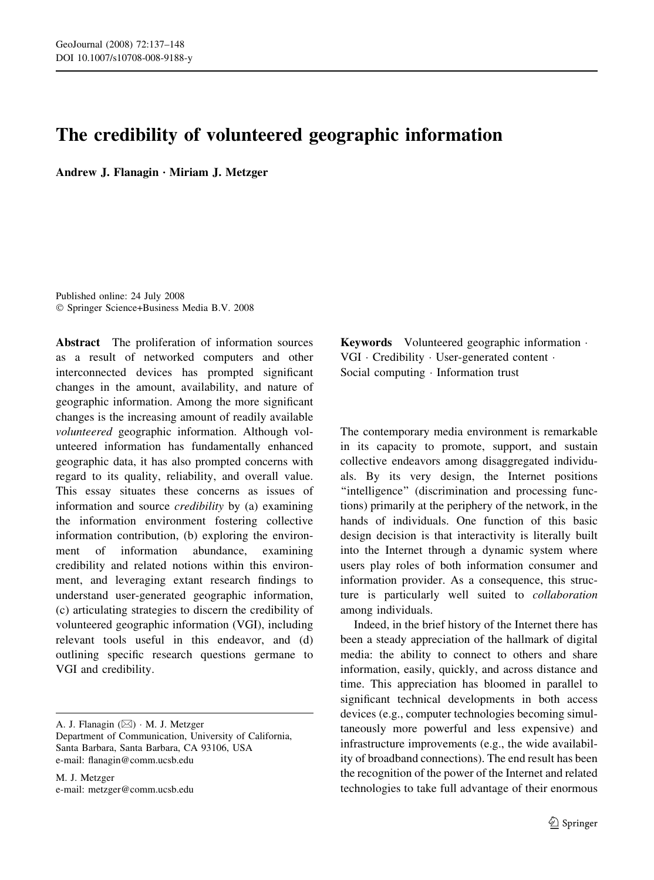# The credibility of volunteered geographic information

**Andrew J. Flanagin · Miriam J. Metzger**

Published online: 24 July 2008
© Springer Science+Business Media B.V. 2008

**Abstract** The proliferation of information sources as a result of networked computers and other interconnected devices has prompted significant changes in the amount, availability, and nature of geographic information. Among the more significant changes is the increasing amount of readily available *volunteered* geographic information. Although volunteered information has fundamentally enhanced geographic data, it has also prompted concerns with regard to its quality, reliability, and overall value. This essay situates these concerns as issues of information and source *credibility* by (a) examining the information environment fostering collective information contribution, (b) exploring the environment of information abundance, examining credibility and related notions within this environment, and leveraging extant research findings to understand user-generated geographic information, (c) articulating strategies to discern the credibility of volunteered geographic information (VGI), including relevant tools useful in this endeavor, and (d) outlining specific research questions germane to VGI and credibility.

A. J. Flanagin (✉) · M. J. Metzger
Department of Communication, University of California, Santa Barbara, Santa Barbara, CA 93106, USA
e-mail: flanagin@comm.ucsb.edu

M. J. Metzger
e-mail: metzger@comm.ucsb.edu

**Keywords** Volunteered geographic information · VGI · Credibility · User-generated content · Social computing · Information trust

The contemporary media environment is remarkable in its capacity to promote, support, and sustain collective endeavors among disaggregated individuals. By its very design, the Internet positions "intelligence" (discrimination and processing functions) primarily at the periphery of the network, in the hands of individuals. One function of this basic design decision is that interactivity is literally built into the Internet through a dynamic system where users play roles of both information consumer and information provider. As a consequence, this structure is particularly well suited to *collaboration* among individuals.

Indeed, in the brief history of the Internet there has been a steady appreciation of the hallmark of digital media: the ability to connect to others and share information, easily, quickly, and across distance and time. This appreciation has bloomed in parallel to significant technical developments in both access devices (e.g., computer technologies becoming simultaneously more powerful and less expensive) and infrastructure improvements (e.g., the wide availability of broadband connections). The end result has been the recognition of the power of the Internet and related technologies to take full advantage of their enormous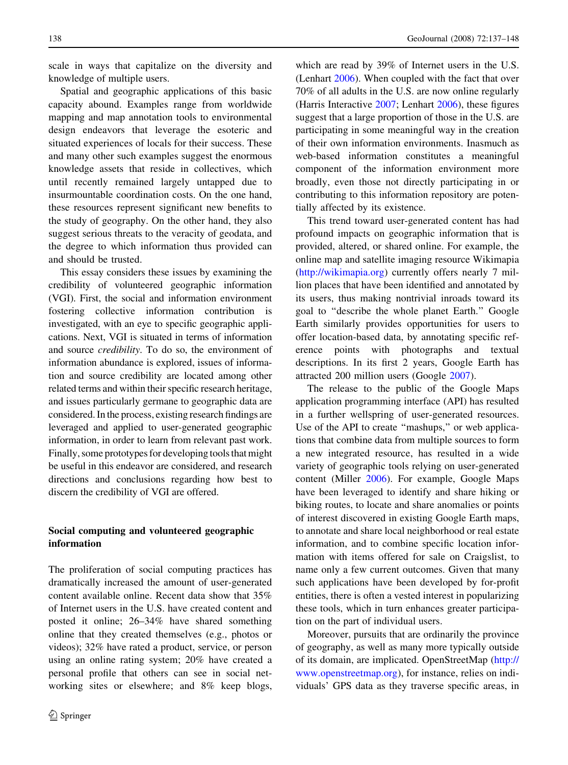scale in ways that capitalize on the diversity and knowledge of multiple users.

Spatial and geographic applications of this basic capacity abound. Examples range from worldwide mapping and map annotation tools to environmental design endeavors that leverage the esoteric and situated experiences of locals for their success. These and many other such examples suggest the enormous knowledge assets that reside in collectives, which until recently remained largely untapped due to insurmountable coordination costs. On the one hand, these resources represent significant new benefits to the study of geography. On the other hand, they also suggest serious threats to the veracity of geodata, and the degree to which information thus provided can and should be trusted.

This essay considers these issues by examining the credibility of volunteered geographic information (VGI). First, the social and information environment fostering collective information contribution is investigated, with an eye to specific geographic applications. Next, VGI is situated in terms of information and source *credibility*. To do so, the environment of information abundance is explored, issues of information and source credibility are located among other related terms and within their specific research heritage, and issues particularly germane to geographic data are considered. In the process, existing research findings are leveraged and applied to user-generated geographic information, in order to learn from relevant past work. Finally, some prototypes for developing tools that might be useful in this endeavor are considered, and research directions and conclusions regarding how best to discern the credibility of VGI are offered.

## Social computing and volunteered geographic information

The proliferation of social computing practices has dramatically increased the amount of user-generated content available online. Recent data show that 35% of Internet users in the U.S. have created content and posted it online; 26–34% have shared something online that they created themselves (e.g., photos or videos); 32% have rated a product, service, or person using an online rating system; 20% have created a personal profile that others can see in social networking sites or elsewhere; and 8% keep blogs, which are read by 39% of Internet users in the U.S. (Lenhart 2006). When coupled with the fact that over 70% of all adults in the U.S. are now online regularly (Harris Interactive 2007; Lenhart 2006), these figures suggest that a large proportion of those in the U.S. are participating in some meaningful way in the creation of their own information environments. Inasmuch as web-based information constitutes a meaningful component of the information environment more broadly, even those not directly participating in or contributing to this information repository are potentially affected by its existence.

This trend toward user-generated content has had profound impacts on geographic information that is provided, altered, or shared online. For example, the online map and satellite imaging resource Wikimapia (http://wikimapia.org) currently offers nearly 7 million places that have been identified and annotated by its users, thus making nontrivial inroads toward its goal to "describe the whole planet Earth." Google Earth similarly provides opportunities for users to offer location-based data, by annotating specific reference points with photographs and textual descriptions. In its first 2 years, Google Earth has attracted 200 million users (Google 2007).

The release to the public of the Google Maps application programming interface (API) has resulted in a further wellspring of user-generated resources. Use of the API to create "mashups," or web applications that combine data from multiple sources to form a new integrated resource, has resulted in a wide variety of geographic tools relying on user-generated content (Miller 2006). For example, Google Maps have been leveraged to identify and share hiking or biking routes, to locate and share anomalies or points of interest discovered in existing Google Earth maps, to annotate and share local neighborhood or real estate information, and to combine specific location information with items offered for sale on Craigslist, to name only a few current outcomes. Given that many such applications have been developed by for-profit entities, there is often a vested interest in popularizing these tools, which in turn enhances greater participation on the part of individual users.

Moreover, pursuits that are ordinarily the province of geography, as well as many more typically outside of its domain, are implicated. OpenStreetMap (http://www.openstreetmap.org), for instance, relies on individuals' GPS data as they traverse specific areas, in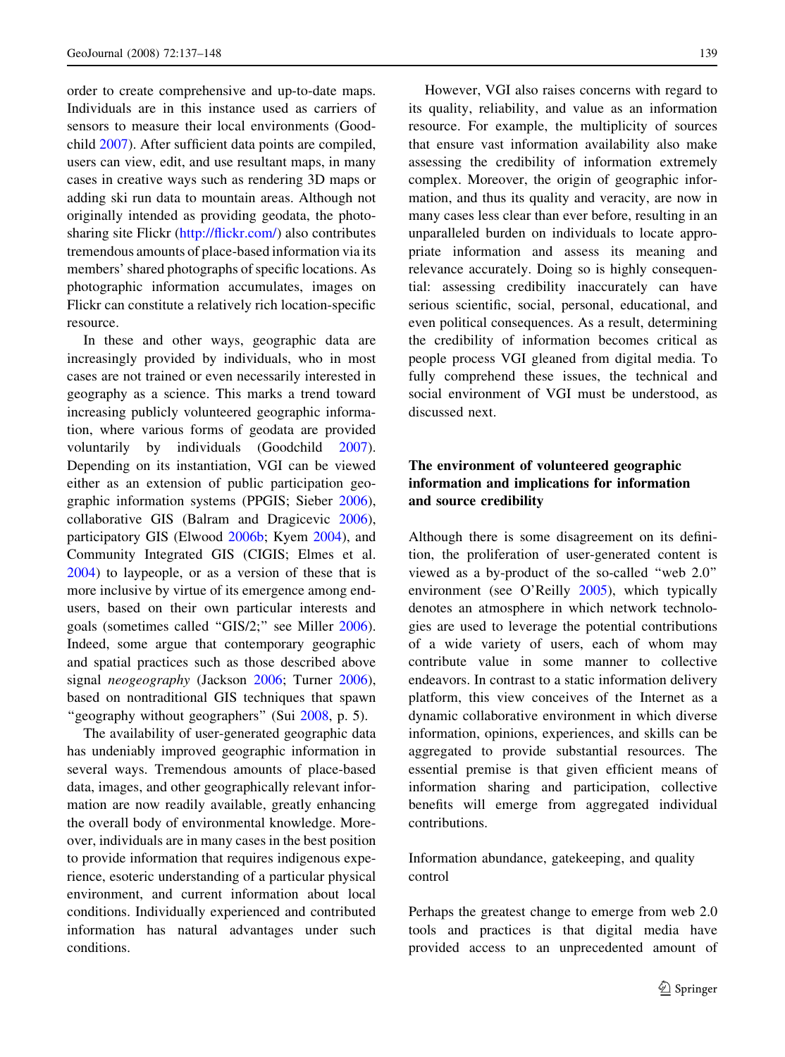order to create comprehensive and up-to-date maps. Individuals are in this instance used as carriers of sensors to measure their local environments (Goodchild 2007). After sufficient data points are compiled, users can view, edit, and use resultant maps, in many cases in creative ways such as rendering 3D maps or adding ski run data to mountain areas. Although not originally intended as providing geodata, the photo-sharing site Flickr (http://flickr.com/) also contributes tremendous amounts of place-based information via its members' shared photographs of specific locations. As photographic information accumulates, images on Flickr can constitute a relatively rich location-specific resource.

In these and other ways, geographic data are increasingly provided by individuals, who in most cases are not trained or even necessarily interested in geography as a science. This marks a trend toward increasing publicly volunteered geographic information, where various forms of geodata are provided voluntarily by individuals (Goodchild 2007). Depending on its instantiation, VGI can be viewed either as an extension of public participation geographic information systems (PPGIS; Sieber 2006), collaborative GIS (Balram and Dragicevic 2006), participatory GIS (Elwood 2006b; Kyem 2004), and Community Integrated GIS (CIGIS; Elmes et al. 2004) to laypeople, or as a version of these that is more inclusive by virtue of its emergence among end-users, based on their own particular interests and goals (sometimes called "GIS/2;" see Miller 2006). Indeed, some argue that contemporary geographic and spatial practices such as those described above signal *neogeography* (Jackson 2006; Turner 2006), based on nontraditional GIS techniques that spawn "geography without geographers" (Sui 2008, p. 5).

The availability of user-generated geographic data has undeniably improved geographic information in several ways. Tremendous amounts of place-based data, images, and other geographically relevant information are now readily available, greatly enhancing the overall body of environmental knowledge. Moreover, individuals are in many cases in the best position to provide information that requires indigenous experience, esoteric understanding of a particular physical environment, and current information about local conditions. Individually experienced and contributed information has natural advantages under such conditions.

However, VGI also raises concerns with regard to its quality, reliability, and value as an information resource. For example, the multiplicity of sources that ensure vast information availability also make assessing the credibility of information extremely complex. Moreover, the origin of geographic information, and thus its quality and veracity, are now in many cases less clear than ever before, resulting in an unparalleled burden on individuals to locate appropriate information and assess its meaning and relevance accurately. Doing so is highly consequential: assessing credibility inaccurately can have serious scientific, social, personal, educational, and even political consequences. As a result, determining the credibility of information becomes critical as people process VGI gleaned from digital media. To fully comprehend these issues, the technical and social environment of VGI must be understood, as discussed next.

## The environment of volunteered geographic information and implications for information and source credibility

Although there is some disagreement on its definition, the proliferation of user-generated content is viewed as a by-product of the so-called "web 2.0" environment (see O'Reilly 2005), which typically denotes an atmosphere in which network technologies are used to leverage the potential contributions of a wide variety of users, each of whom may contribute value in some manner to collective endeavors. In contrast to a static information delivery platform, this view conceives of the Internet as a dynamic collaborative environment in which diverse information, opinions, experiences, and skills can be aggregated to provide substantial resources. The essential premise is that given efficient means of information sharing and participation, collective benefits will emerge from aggregated individual contributions.

### Information abundance, gatekeeping, and quality control

Perhaps the greatest change to emerge from web 2.0 tools and practices is that digital media have provided access to an unprecedented amount of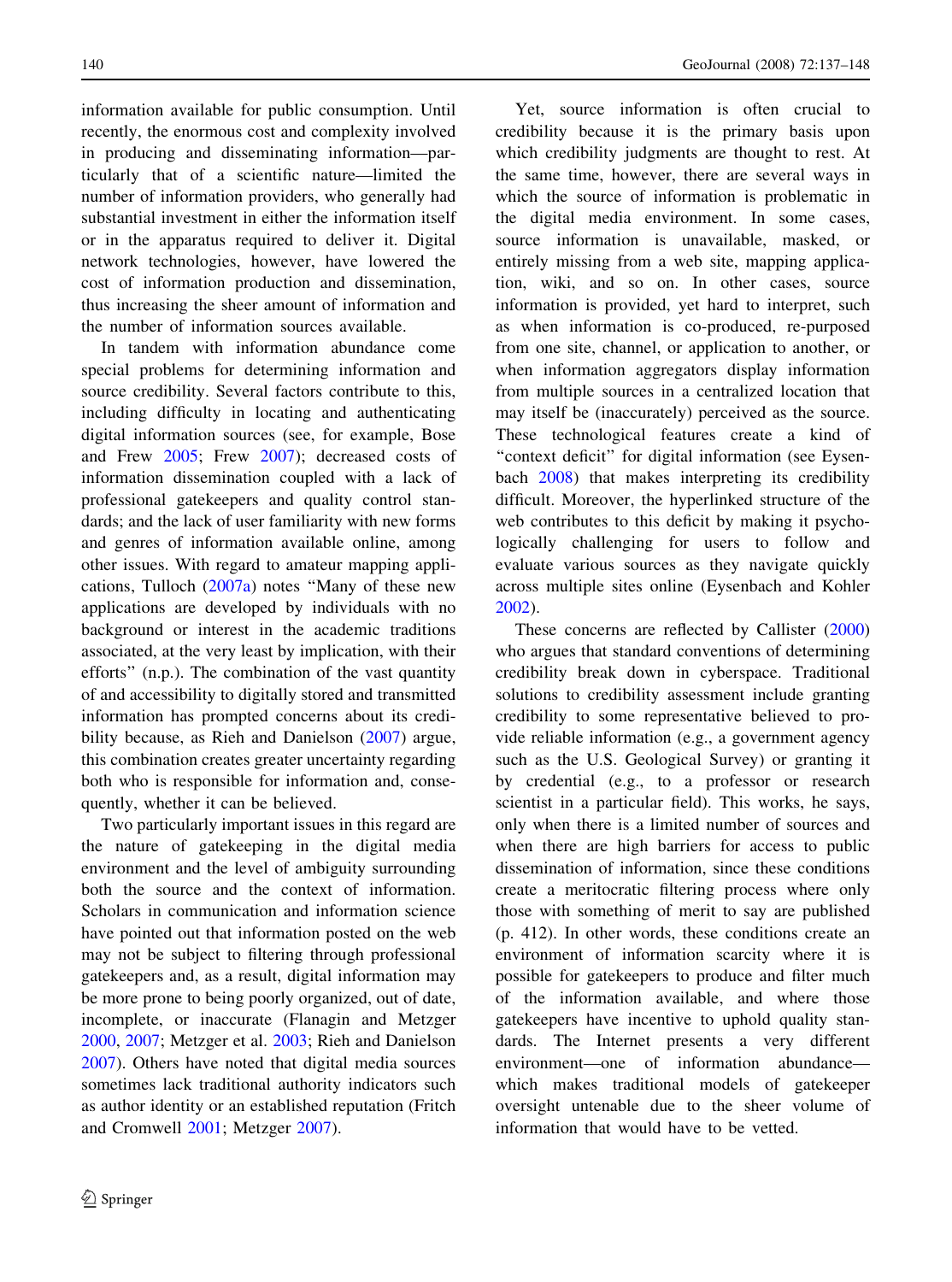information available for public consumption. Until recently, the enormous cost and complexity involved in producing and disseminating information—particularly that of a scientific nature—limited the number of information providers, who generally had substantial investment in either the information itself or in the apparatus required to deliver it. Digital network technologies, however, have lowered the cost of information production and dissemination, thus increasing the sheer amount of information and the number of information sources available.

In tandem with information abundance come special problems for determining information and source credibility. Several factors contribute to this, including difficulty in locating and authenticating digital information sources (see, for example, Bose and Frew 2005; Frew 2007); decreased costs of information dissemination coupled with a lack of professional gatekeepers and quality control standards; and the lack of user familiarity with new forms and genres of information available online, among other issues. With regard to amateur mapping applications, Tulloch (2007a) notes "Many of these new applications are developed by individuals with no background or interest in the academic traditions associated, at the very least by implication, with their efforts" (n.p.). The combination of the vast quantity of and accessibility to digitally stored and transmitted information has prompted concerns about its credibility because, as Rieh and Danielson (2007) argue, this combination creates greater uncertainty regarding both who is responsible for information and, consequently, whether it can be believed.

Two particularly important issues in this regard are the nature of gatekeeping in the digital media environment and the level of ambiguity surrounding both the source and the context of information. Scholars in communication and information science have pointed out that information posted on the web may not be subject to filtering through professional gatekeepers and, as a result, digital information may be more prone to being poorly organized, out of date, incomplete, or inaccurate (Flanagin and Metzger 2000, 2007; Metzger et al. 2003; Rieh and Danielson 2007). Others have noted that digital media sources sometimes lack traditional authority indicators such as author identity or an established reputation (Fritch and Cromwell 2001; Metzger 2007).

Yet, source information is often crucial to credibility because it is the primary basis upon which credibility judgments are thought to rest. At the same time, however, there are several ways in which the source of information is problematic in the digital media environment. In some cases, source information is unavailable, masked, or entirely missing from a web site, mapping application, wiki, and so on. In other cases, source information is provided, yet hard to interpret, such as when information is co-produced, re-purposed from one site, channel, or application to another, or when information aggregators display information from multiple sources in a centralized location that may itself be (inaccurately) perceived as the source. These technological features create a kind of "context deficit" for digital information (see Eysenbach 2008) that makes interpreting its credibility difficult. Moreover, the hyperlinked structure of the web contributes to this deficit by making it psychologically challenging for users to follow and evaluate various sources as they navigate quickly across multiple sites online (Eysenbach and Kohler 2002).

These concerns are reflected by Callister (2000) who argues that standard conventions of determining credibility break down in cyberspace. Traditional solutions to credibility assessment include granting credibility to some representative believed to provide reliable information (e.g., a government agency such as the U.S. Geological Survey) or granting it by credential (e.g., to a professor or research scientist in a particular field). This works, he says, only when there is a limited number of sources and when there are high barriers for access to public dissemination of information, since these conditions create a meritocratic filtering process where only those with something of merit to say are published (p. 412). In other words, these conditions create an environment of information scarcity where it is possible for gatekeepers to produce and filter much of the information available, and where those gatekeepers have incentive to uphold quality standards. The Internet presents a very different environment—one of information abundance—which makes traditional models of gatekeeper oversight untenable due to the sheer volume of information that would have to be vetted.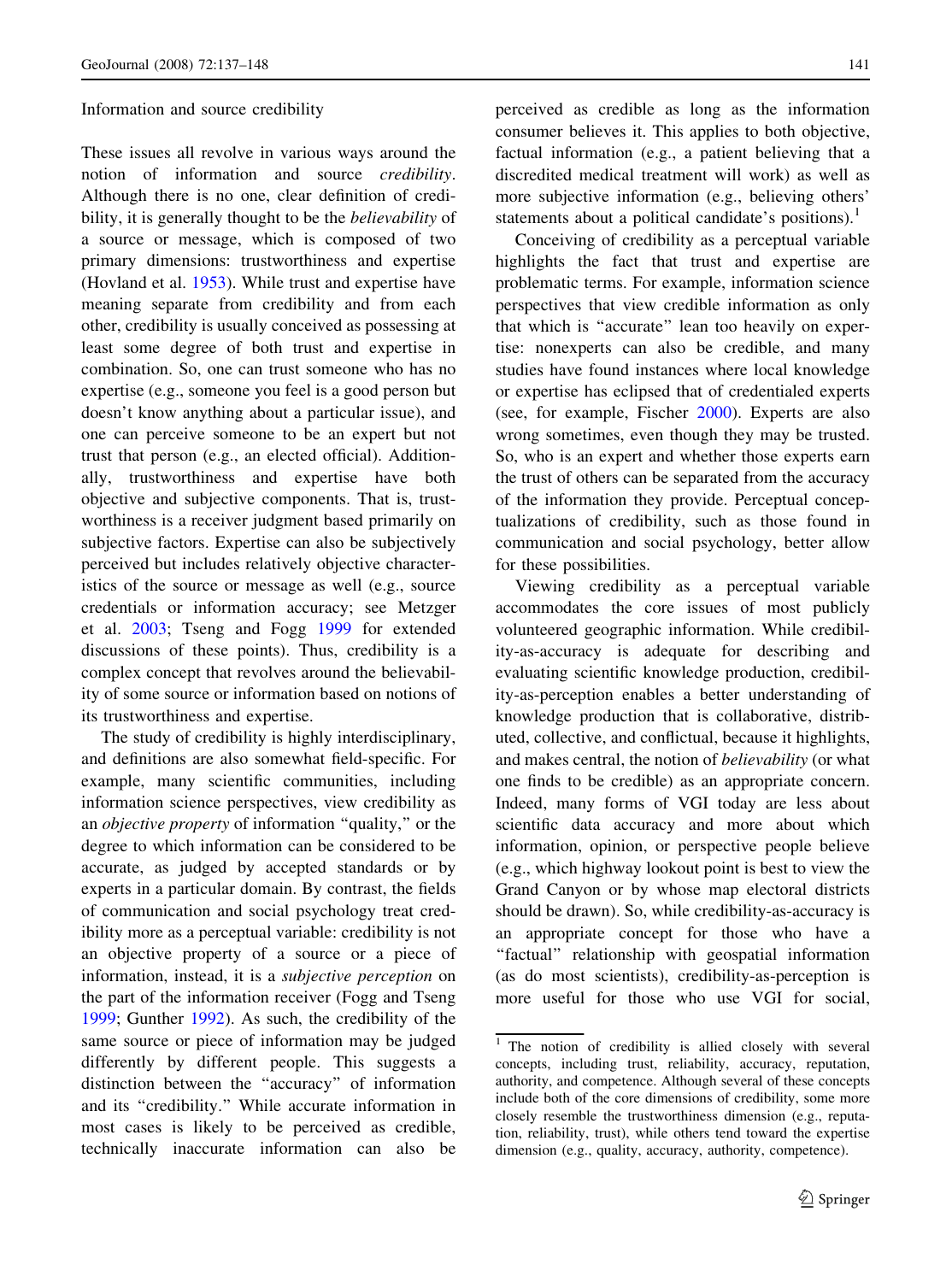## Information and source credibility

These issues all revolve in various ways around the notion of information and source *credibility*. Although there is no one, clear definition of credibility, it is generally thought to be the *believability* of a source or message, which is composed of two primary dimensions: trustworthiness and expertise (Hovland et al. 1953). While trust and expertise have meaning separate from credibility and from each other, credibility is usually conceived as possessing at least some degree of both trust and expertise in combination. So, one can trust someone who has no expertise (e.g., someone you feel is a good person but doesn't know anything about a particular issue), and one can perceive someone to be an expert but not trust that person (e.g., an elected official). Additionally, trustworthiness and expertise have both objective and subjective components. That is, trustworthiness is a receiver judgment based primarily on subjective factors. Expertise can also be subjectively perceived but includes relatively objective characteristics of the source or message as well (e.g., source credentials or information accuracy; see Metzger et al. 2003; Tseng and Fogg 1999 for extended discussions of these points). Thus, credibility is a complex concept that revolves around the believability of some source or information based on notions of its trustworthiness and expertise.

The study of credibility is highly interdisciplinary, and definitions are also somewhat field-specific. For example, many scientific communities, including information science perspectives, view credibility as an *objective property* of information "quality," or the degree to which information can be considered to be accurate, as judged by accepted standards or by experts in a particular domain. By contrast, the fields of communication and social psychology treat credibility more as a perceptual variable: credibility is not an objective property of a source or a piece of information, instead, it is a *subjective perception* on the part of the information receiver (Fogg and Tseng 1999; Gunther 1992). As such, the credibility of the same source or piece of information may be judged differently by different people. This suggests a distinction between the "accuracy" of information and its "credibility." While accurate information in most cases is likely to be perceived as credible, technically inaccurate information can also be perceived as credible as long as the information consumer believes it. This applies to both objective, factual information (e.g., a patient believing that a discredited medical treatment will work) as well as more subjective information (e.g., believing others' statements about a political candidate's positions).[1]

Conceiving of credibility as a perceptual variable highlights the fact that trust and expertise are problematic terms. For example, information science perspectives that view credible information as only that which is "accurate" lean too heavily on expertise: nonexperts can also be credible, and many studies have found instances where local knowledge or expertise has eclipsed that of credentialed experts (see, for example, Fischer 2000). Experts are also wrong sometimes, even though they may be trusted. So, who is an expert and whether those experts earn the trust of others can be separated from the accuracy of the information they provide. Perceptual conceptualizations of credibility, such as those found in communication and social psychology, better allow for these possibilities.

Viewing credibility as a perceptual variable accommodates the core issues of most publicly volunteered geographic information. While credibility-as-accuracy is adequate for describing and evaluating scientific knowledge production, credibility-as-perception enables a better understanding of knowledge production that is collaborative, distributed, collective, and conflictual, because it highlights, and makes central, the notion of *believability* (or what one finds to be credible) as an appropriate concern. Indeed, many forms of VGI today are less about scientific data accuracy and more about which information, opinion, or perspective people believe (e.g., which highway lookout point is best to view the Grand Canyon or by whose map electoral districts should be drawn). So, while credibility-as-accuracy is an appropriate concept for those who have a "factual" relationship with geospatial information (as do most scientists), credibility-as-perception is more useful for those who use VGI for social,

[1] The notion of credibility is allied closely with several concepts, including trust, reliability, accuracy, reputation, authority, and competence. Although several of these concepts include both of the core dimensions of credibility, some more closely resemble the trustworthiness dimension (e.g., reputation, reliability, trust), while others tend toward the expertise dimension (e.g., quality, accuracy, authority, competence).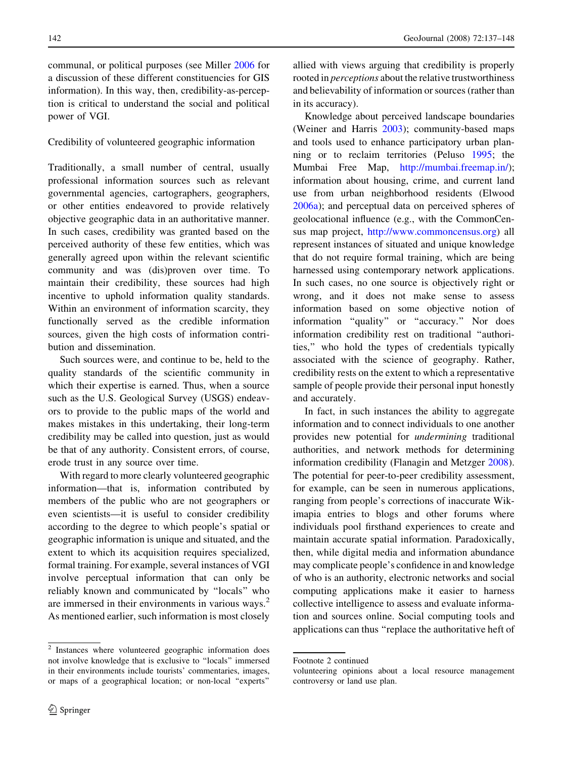communal, or political purposes (see Miller 2006 for a discussion of these different constituencies for GIS information). In this way, then, credibility-as-perception is critical to understand the social and political power of VGI.

## Credibility of volunteered geographic information

Traditionally, a small number of central, usually professional information sources such as relevant governmental agencies, cartographers, geographers, or other entities endeavored to provide relatively objective geographic data in an authoritative manner. In such cases, credibility was granted based on the perceived authority of these few entities, which was generally agreed upon within the relevant scientific community and was (dis)proven over time. To maintain their credibility, these sources had high incentive to uphold information quality standards. Within an environment of information scarcity, they functionally served as the credible information sources, given the high costs of information contribution and dissemination.

Such sources were, and continue to be, held to the quality standards of the scientific community in which their expertise is earned. Thus, when a source such as the U.S. Geological Survey (USGS) endeavors to provide to the public maps of the world and makes mistakes in this undertaking, their long-term credibility may be called into question, just as would be that of any authority. Consistent errors, of course, erode trust in any source over time.

With regard to more clearly volunteered geographic information—that is, information contributed by members of the public who are not geographers or even scientists—it is useful to consider credibility according to the degree to which people's spatial or geographic information is unique and situated, and the extent to which its acquisition requires specialized, formal training. For example, several instances of VGI involve perceptual information that can only be reliably known and communicated by "locals" who are immersed in their environments in various ways.[2] As mentioned earlier, such information is most closely allied with views arguing that credibility is properly rooted in *perceptions* about the relative trustworthiness and believability of information or sources (rather than in its accuracy).

Knowledge about perceived landscape boundaries (Weiner and Harris 2003); community-based maps and tools used to enhance participatory urban planning or to reclaim territories (Peluso 1995; the Mumbai Free Map, http://mumbai.freemap.in/); information about housing, crime, and current land use from urban neighborhood residents (Elwood 2006a); and perceptual data on perceived spheres of geolocational influence (e.g., with the CommonCensus map project, http://www.commoncensus.org) all represent instances of situated and unique knowledge that do not require formal training, which are being harnessed using contemporary network applications. In such cases, no one source is objectively right or wrong, and it does not make sense to assess information based on some objective notion of information "quality" or "accuracy." Nor does information credibility rest on traditional "authorities," who hold the types of credentials typically associated with the science of geography. Rather, credibility rests on the extent to which a representative sample of people provide their personal input honestly and accurately.

In fact, in such instances the ability to aggregate information and to connect individuals to one another provides new potential for *undermining* traditional authorities, and network methods for determining information credibility (Flanagin and Metzger 2008). The potential for peer-to-peer credibility assessment, for example, can be seen in numerous applications, ranging from people's corrections of inaccurate Wikimapia entries to blogs and other forums where individuals pool firsthand experiences to create and maintain accurate spatial information. Paradoxically, then, while digital media and information abundance may complicate people's confidence in and knowledge of who is an authority, electronic networks and social computing applications make it easier to harness collective intelligence to assess and evaluate information and sources online. Social computing tools and applications can thus "replace the authoritative heft of

---

[2] Instances where volunteered geographic information does not involve knowledge that is exclusive to "locals" immersed in their environments include tourists' commentaries, images, or maps of a geographical location; or non-local "experts" volunteering opinions about a local resource management controversy or land use plan.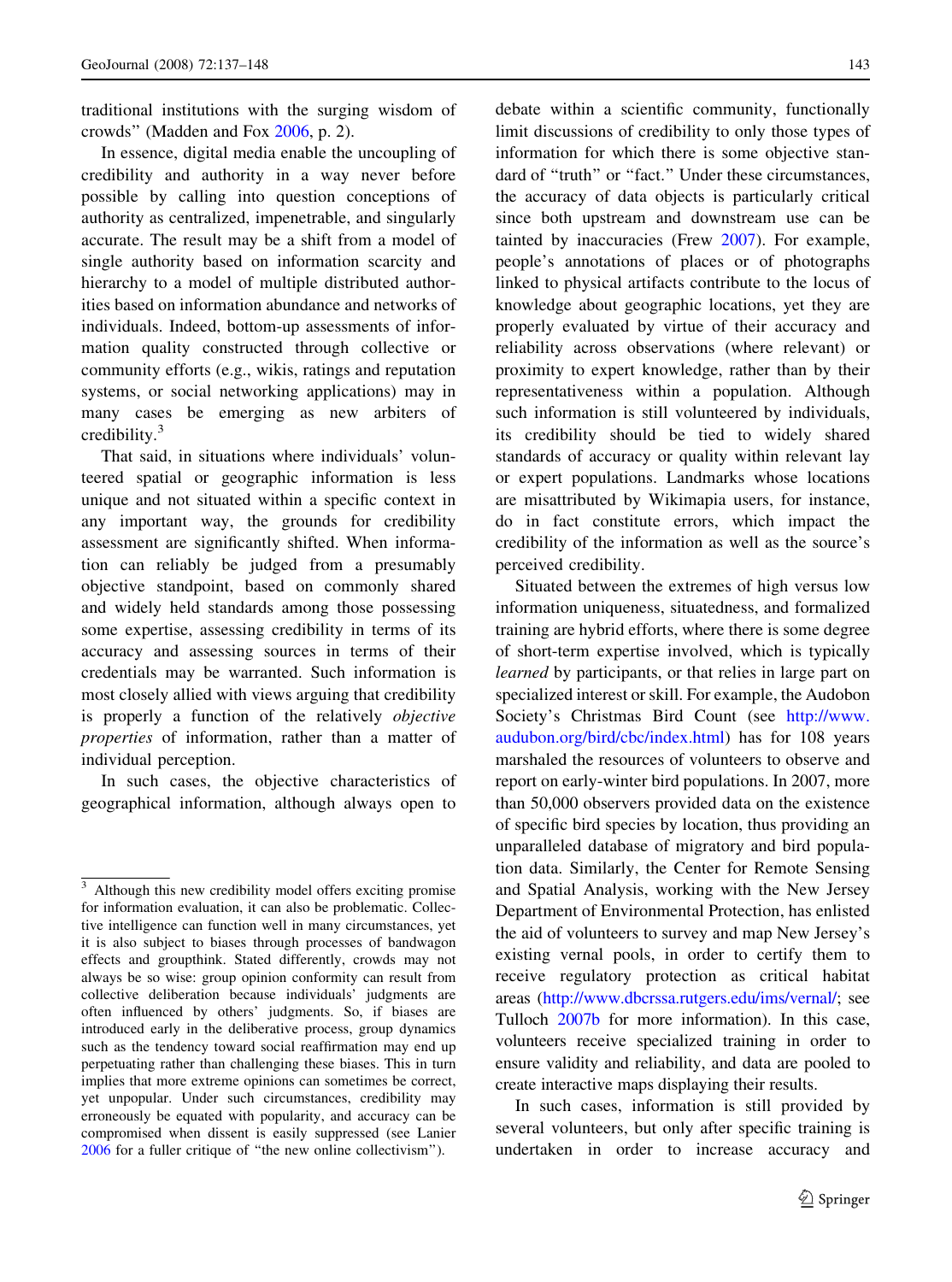traditional institutions with the surging wisdom of crowds" (Madden and Fox 2006, p. 2).

In essence, digital media enable the uncoupling of credibility and authority in a way never before possible by calling into question conceptions of authority as centralized, impenetrable, and singularly accurate. The result may be a shift from a model of single authority based on information scarcity and hierarchy to a model of multiple distributed authorities based on information abundance and networks of individuals. Indeed, bottom-up assessments of information quality constructed through collective or community efforts (e.g., wikis, ratings and reputation systems, or social networking applications) may in many cases be emerging as new arbiters of credibility.[3]

That said, in situations where individuals' volunteered spatial or geographic information is less unique and not situated within a specific context in any important way, the grounds for credibility assessment are significantly shifted. When information can reliably be judged from a presumably objective standpoint, based on commonly shared and widely held standards among those possessing some expertise, assessing credibility in terms of its accuracy and assessing sources in terms of their credentials may be warranted. Such information is most closely allied with views arguing that credibility is properly a function of the relatively *objective properties* of information, rather than a matter of individual perception.

In such cases, the objective characteristics of geographical information, although always open to debate within a scientific community, functionally limit discussions of credibility to only those types of information for which there is some objective standard of "truth" or "fact." Under these circumstances, the accuracy of data objects is particularly critical since both upstream and downstream use can be tainted by inaccuracies (Frew 2007). For example, people's annotations of places or of photographs linked to physical artifacts contribute to the locus of knowledge about geographic locations, yet they are properly evaluated by virtue of their accuracy and reliability across observations (where relevant) or proximity to expert knowledge, rather than by their representativeness within a population. Although such information is still volunteered by individuals, its credibility should be tied to widely shared standards of accuracy or quality within relevant lay or expert populations. Landmarks whose locations are misattributed by Wikimapia users, for instance, do in fact constitute errors, which impact the credibility of the information as well as the source's perceived credibility.

Situated between the extremes of high versus low information uniqueness, situatedness, and formalized training are hybrid efforts, where there is some degree of short-term expertise involved, which is typically *learned* by participants, or that relies in large part on specialized interest or skill. For example, the Audobon Society's Christmas Bird Count (see http://www.audubon.org/bird/cbc/index.html) has for 108 years marshaled the resources of volunteers to observe and report on early-winter bird populations. In 2007, more than 50,000 observers provided data on the existence of specific bird species by location, thus providing an unparalleled database of migratory and bird population data. Similarly, the Center for Remote Sensing and Spatial Analysis, working with the New Jersey Department of Environmental Protection, has enlisted the aid of volunteers to survey and map New Jersey's existing vernal pools, in order to certify them to receive regulatory protection as critical habitat areas (http://www.dbcrssa.rutgers.edu/ims/vernal/; see Tulloch 2007b for more information). In this case, volunteers receive specialized training in order to ensure validity and reliability, and data are pooled to create interactive maps displaying their results.

In such cases, information is still provided by several volunteers, but only after specific training is undertaken in order to increase accuracy and

[3] Although this new credibility model offers exciting promise for information evaluation, it can also be problematic. Collective intelligence can function well in many circumstances, yet it is also subject to biases through processes of bandwagon effects and groupthink. Stated differently, crowds may not always be so wise: group opinion conformity can result from collective deliberation because individuals' judgments are often influenced by others' judgments. So, if biases are introduced early in the deliberative process, group dynamics such as the tendency toward social reaffirmation may end up perpetuating rather than challenging these biases. This in turn implies that more extreme opinions can sometimes be correct, yet unpopular. Under such circumstances, credibility may erroneously be equated with popularity, and accuracy can be compromised when dissent is easily suppressed (see Lanier 2006 for a fuller critique of "the new online collectivism").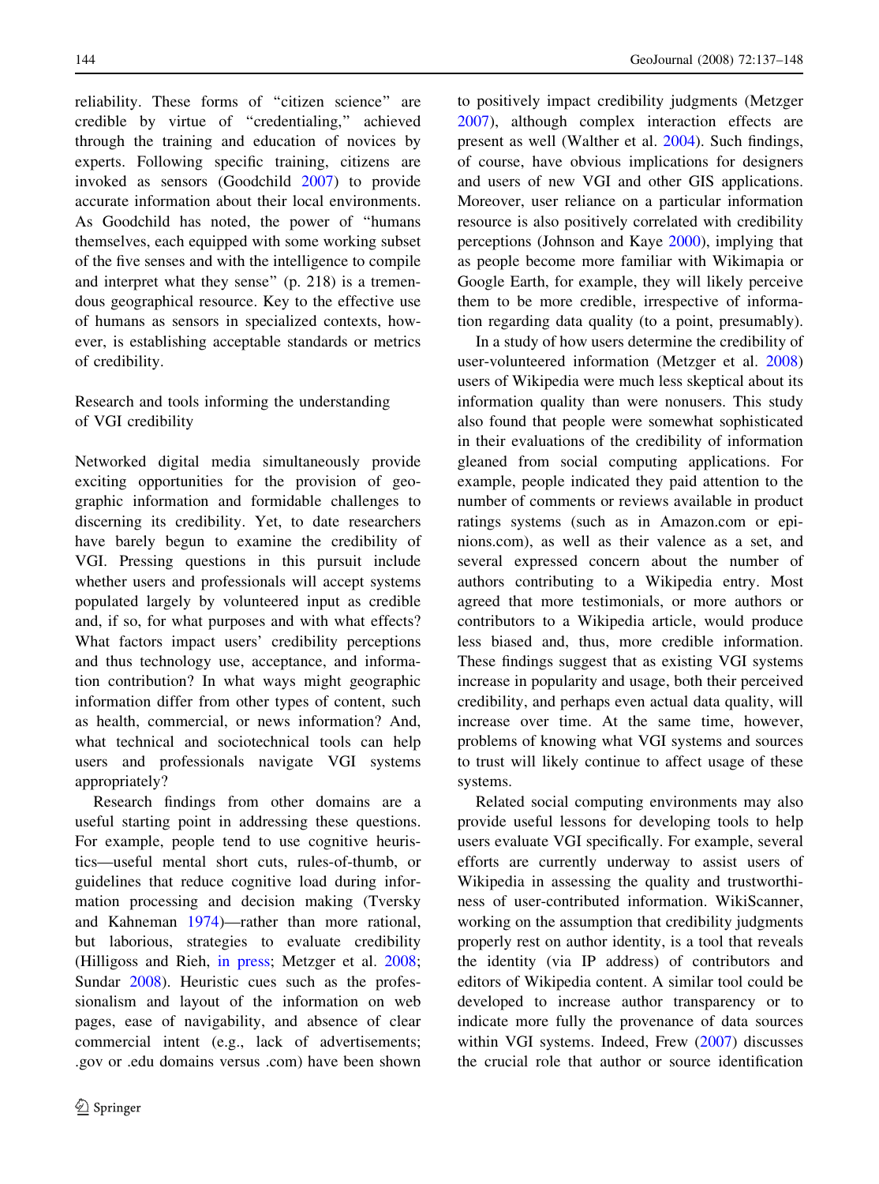reliability. These forms of "citizen science" are credible by virtue of "credentialing," achieved through the training and education of novices by experts. Following specific training, citizens are invoked as sensors (Goodchild 2007) to provide accurate information about their local environments. As Goodchild has noted, the power of "humans themselves, each equipped with some working subset of the five senses and with the intelligence to compile and interpret what they sense" (p. 218) is a tremendous geographical resource. Key to the effective use of humans as sensors in specialized contexts, however, is establishing acceptable standards or metrics of credibility.

## Research and tools informing the understanding of VGI credibility

Networked digital media simultaneously provide exciting opportunities for the provision of geographic information and formidable challenges to discerning its credibility. Yet, to date researchers have barely begun to examine the credibility of VGI. Pressing questions in this pursuit include whether users and professionals will accept systems populated largely by volunteered input as credible and, if so, for what purposes and with what effects? What factors impact users' credibility perceptions and thus technology use, acceptance, and information contribution? In what ways might geographic information differ from other types of content, such as health, commercial, or news information? And, what technical and sociotechnical tools can help users and professionals navigate VGI systems appropriately?

Research findings from other domains are a useful starting point in addressing these questions. For example, people tend to use cognitive heuristics—useful mental short cuts, rules-of-thumb, or guidelines that reduce cognitive load during information processing and decision making (Tversky and Kahneman 1974)—rather than more rational, but laborious, strategies to evaluate credibility (Hilligoss and Rieh, in press; Metzger et al. 2008; Sundar 2008). Heuristic cues such as the professionalism and layout of the information on web pages, ease of navigability, and absence of clear commercial intent (e.g., lack of advertisements; .gov or .edu domains versus .com) have been shown to positively impact credibility judgments (Metzger 2007), although complex interaction effects are present as well (Walther et al. 2004). Such findings, of course, have obvious implications for designers and users of new VGI and other GIS applications. Moreover, user reliance on a particular information resource is also positively correlated with credibility perceptions (Johnson and Kaye 2000), implying that as people become more familiar with Wikimapia or Google Earth, for example, they will likely perceive them to be more credible, irrespective of information regarding data quality (to a point, presumably).

In a study of how users determine the credibility of user-volunteered information (Metzger et al. 2008) users of Wikipedia were much less skeptical about its information quality than were nonusers. This study also found that people were somewhat sophisticated in their evaluations of the credibility of information gleaned from social computing applications. For example, people indicated they paid attention to the number of comments or reviews available in product ratings systems (such as in Amazon.com or epinions.com), as well as their valence as a set, and several expressed concern about the number of authors contributing to a Wikipedia entry. Most agreed that more testimonials, or more authors or contributors to a Wikipedia article, would produce less biased and, thus, more credible information. These findings suggest that as existing VGI systems increase in popularity and usage, both their perceived credibility, and perhaps even actual data quality, will increase over time. At the same time, however, problems of knowing what VGI systems and sources to trust will likely continue to affect usage of these systems.

Related social computing environments may also provide useful lessons for developing tools to help users evaluate VGI specifically. For example, several efforts are currently underway to assist users of Wikipedia in assessing the quality and trustworthiness of user-contributed information. WikiScanner, working on the assumption that credibility judgments properly rest on author identity, is a tool that reveals the identity (via IP address) of contributors and editors of Wikipedia content. A similar tool could be developed to increase author transparency or to indicate more fully the provenance of data sources within VGI systems. Indeed, Frew (2007) discusses the crucial role that author or source identification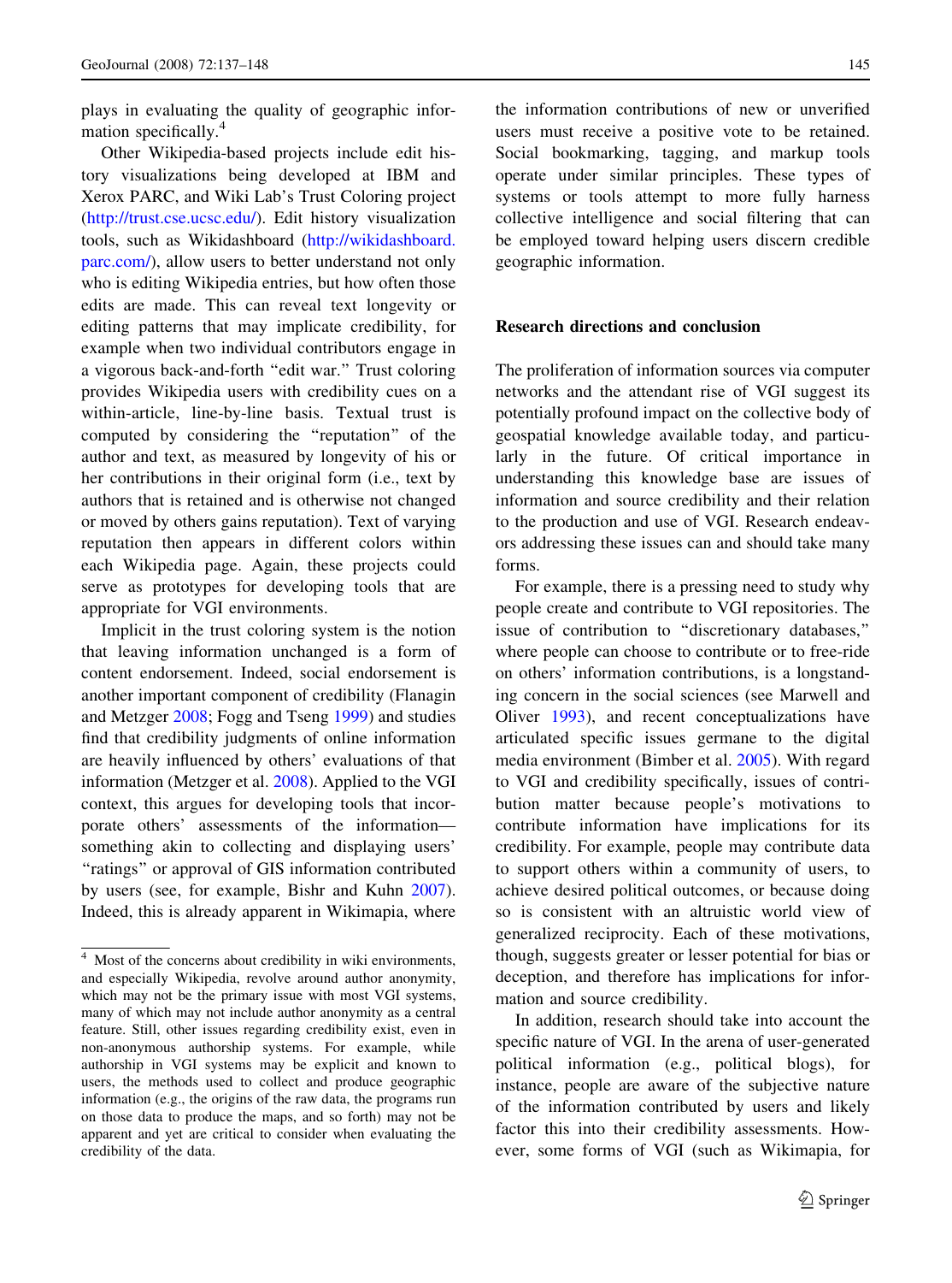plays in evaluating the quality of geographic information specifically.[4]

Other Wikipedia-based projects include edit history visualizations being developed at IBM and Xerox PARC, and Wiki Lab's Trust Coloring project (http://trust.cse.ucsc.edu/). Edit history visualization tools, such as Wikidashboard (http://wikidashboard.parc.com/), allow users to better understand not only who is editing Wikipedia entries, but how often those edits are made. This can reveal text longevity or editing patterns that may implicate credibility, for example when two individual contributors engage in a vigorous back-and-forth "edit war." Trust coloring provides Wikipedia users with credibility cues on a within-article, line-by-line basis. Textual trust is computed by considering the "reputation" of the author and text, as measured by longevity of his or her contributions in their original form (i.e., text by authors that is retained and is otherwise not changed or moved by others gains reputation). Text of varying reputation then appears in different colors within each Wikipedia page. Again, these projects could serve as prototypes for developing tools that are appropriate for VGI environments.

Implicit in the trust coloring system is the notion that leaving information unchanged is a form of content endorsement. Indeed, social endorsement is another important component of credibility (Flanagin and Metzger 2008; Fogg and Tseng 1999) and studies find that credibility judgments of online information are heavily influenced by others' evaluations of that information (Metzger et al. 2008). Applied to the VGI context, this argues for developing tools that incorporate others' assessments of the information—something akin to collecting and displaying users' "ratings" or approval of GIS information contributed by users (see, for example, Bishr and Kuhn 2007). Indeed, this is already apparent in Wikimapia, where the information contributions of new or unverified users must receive a positive vote to be retained. Social bookmarking, tagging, and markup tools operate under similar principles. These types of systems or tools attempt to more fully harness collective intelligence and social filtering that can be employed toward helping users discern credible geographic information.

## Research directions and conclusion

The proliferation of information sources via computer networks and the attendant rise of VGI suggest its potentially profound impact on the collective body of geospatial knowledge available today, and particularly in the future. Of critical importance in understanding this knowledge base are issues of information and source credibility and their relation to the production and use of VGI. Research endeavors addressing these issues can and should take many forms.

For example, there is a pressing need to study why people create and contribute to VGI repositories. The issue of contribution to "discretionary databases," where people can choose to contribute or to free-ride on others' information contributions, is a longstanding concern in the social sciences (see Marwell and Oliver 1993), and recent conceptualizations have articulated specific issues germane to the digital media environment (Bimber et al. 2005). With regard to VGI and credibility specifically, issues of contribution matter because people's motivations to contribute information have implications for its credibility. For example, people may contribute data to support others within a community of users, to achieve desired political outcomes, or because doing so is consistent with an altruistic world view of generalized reciprocity. Each of these motivations, though, suggests greater or lesser potential for bias or deception, and therefore has implications for information and source credibility.

In addition, research should take into account the specific nature of VGI. In the arena of user-generated political information (e.g., political blogs), for instance, people are aware of the subjective nature of the information contributed by users and likely factor this into their credibility assessments. However, some forms of VGI (such as Wikimapia, for

[4] Most of the concerns about credibility in wiki environments, and especially Wikipedia, revolve around author anonymity, which may not be the primary issue with most VGI systems, many of which may not include author anonymity as a central feature. Still, other issues regarding credibility exist, even in non-anonymous authorship systems. For example, while authorship in VGI systems may be explicit and known to users, the methods used to collect and produce geographic information (e.g., the origins of the raw data, the programs run on those data to produce the maps, and so forth) may not be apparent and yet are critical to consider when evaluating the credibility of the data.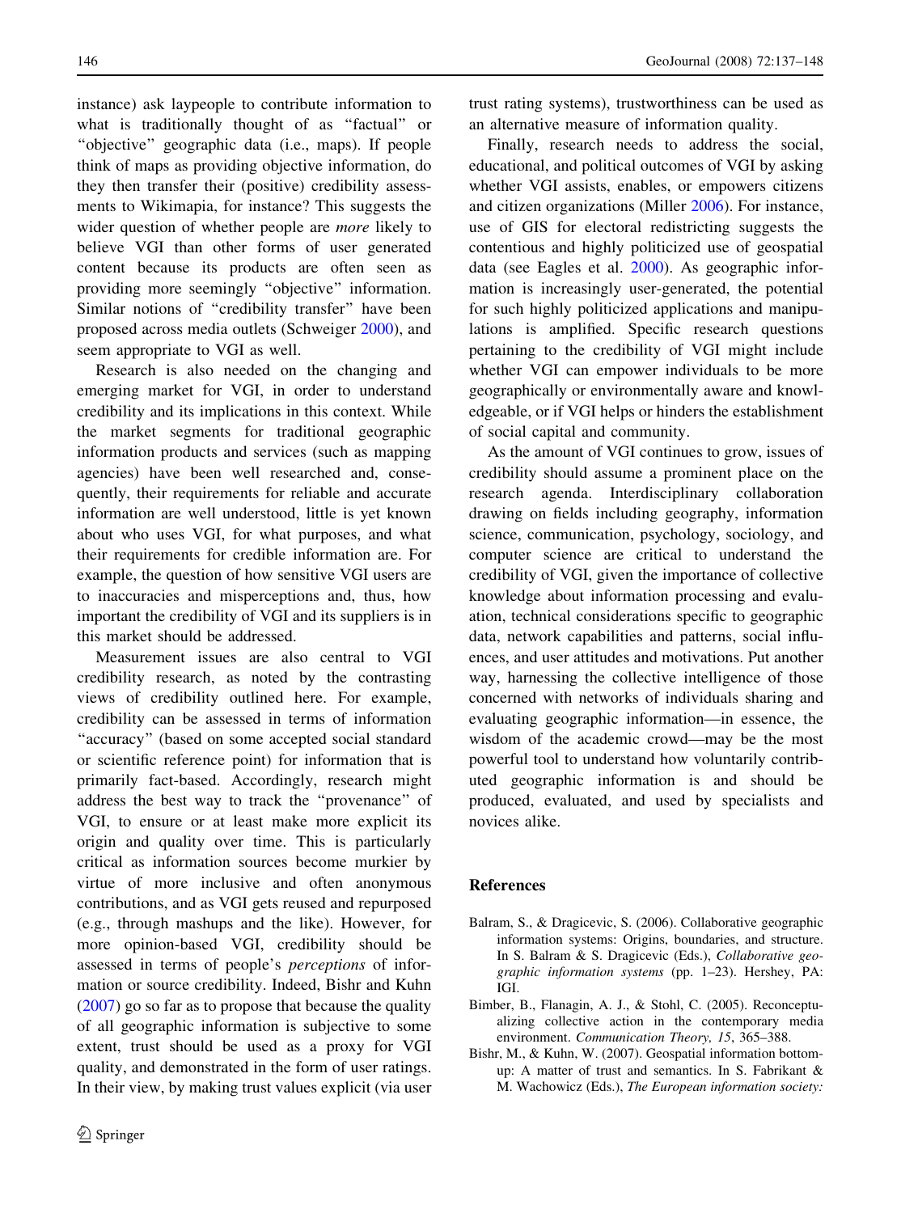instance) ask laypeople to contribute information to what is traditionally thought of as "factual" or "objective" geographic data (i.e., maps). If people think of maps as providing objective information, do they then transfer their (positive) credibility assessments to Wikimapia, for instance? This suggests the wider question of whether people are *more* likely to believe VGI than other forms of user generated content because its products are often seen as providing more seemingly "objective" information. Similar notions of "credibility transfer" have been proposed across media outlets (Schweiger 2000), and seem appropriate to VGI as well.

Research is also needed on the changing and emerging market for VGI, in order to understand credibility and its implications in this context. While the market segments for traditional geographic information products and services (such as mapping agencies) have been well researched and, consequently, their requirements for reliable and accurate information are well understood, little is yet known about who uses VGI, for what purposes, and what their requirements for credible information are. For example, the question of how sensitive VGI users are to inaccuracies and misperceptions and, thus, how important the credibility of VGI and its suppliers is in this market should be addressed.

Measurement issues are also central to VGI credibility research, as noted by the contrasting views of credibility outlined here. For example, credibility can be assessed in terms of information "accuracy" (based on some accepted social standard or scientific reference point) for information that is primarily fact-based. Accordingly, research might address the best way to track the "provenance" of VGI, to ensure or at least make more explicit its origin and quality over time. This is particularly critical as information sources become murkier by virtue of more inclusive and often anonymous contributions, and as VGI gets reused and repurposed (e.g., through mashups and the like). However, for more opinion-based VGI, credibility should be assessed in terms of people's *perceptions* of information or source credibility. Indeed, Bishr and Kuhn (2007) go so far as to propose that because the quality of all geographic information is subjective to some extent, trust should be used as a proxy for VGI quality, and demonstrated in the form of user ratings. In their view, by making trust values explicit (via user trust rating systems), trustworthiness can be used as an alternative measure of information quality.

Finally, research needs to address the social, educational, and political outcomes of VGI by asking whether VGI assists, enables, or empowers citizens and citizen organizations (Miller 2006). For instance, use of GIS for electoral redistricting suggests the contentious and highly politicized use of geospatial data (see Eagles et al. 2000). As geographic information is increasingly user-generated, the potential for such highly politicized applications and manipulations is amplified. Specific research questions pertaining to the credibility of VGI might include whether VGI can empower individuals to be more geographically or environmentally aware and knowledgeable, or if VGI helps or hinders the establishment of social capital and community.

As the amount of VGI continues to grow, issues of credibility should assume a prominent place on the research agenda. Interdisciplinary collaboration drawing on fields including geography, information science, communication, psychology, sociology, and computer science are critical to understand the credibility of VGI, given the importance of collective knowledge about information processing and evaluation, technical considerations specific to geographic data, network capabilities and patterns, social influences, and user attitudes and motivations. Put another way, harnessing the collective intelligence of those concerned with networks of individuals sharing and evaluating geographic information—in essence, the wisdom of the academic crowd—may be the most powerful tool to understand how voluntarily contributed geographic information is and should be produced, evaluated, and used by specialists and novices alike.

## References

Balram, S., & Dragicevic, S. (2006). Collaborative geographic information systems: Origins, boundaries, and structure. In S. Balram & S. Dragicevic (Eds.), *Collaborative geographic information systems* (pp. 1–23). Hershey, PA: IGI.

Bimber, B., Flanagin, A. J., & Stohl, C. (2005). Reconceptualizing collective action in the contemporary media environment. *Communication Theory, 15*, 365–388.

Bishr, M., & Kuhn, W. (2007). Geospatial information bottom-up: A matter of trust and semantics. In S. Fabrikant & M. Wachowicz (Eds.), *The European information society:*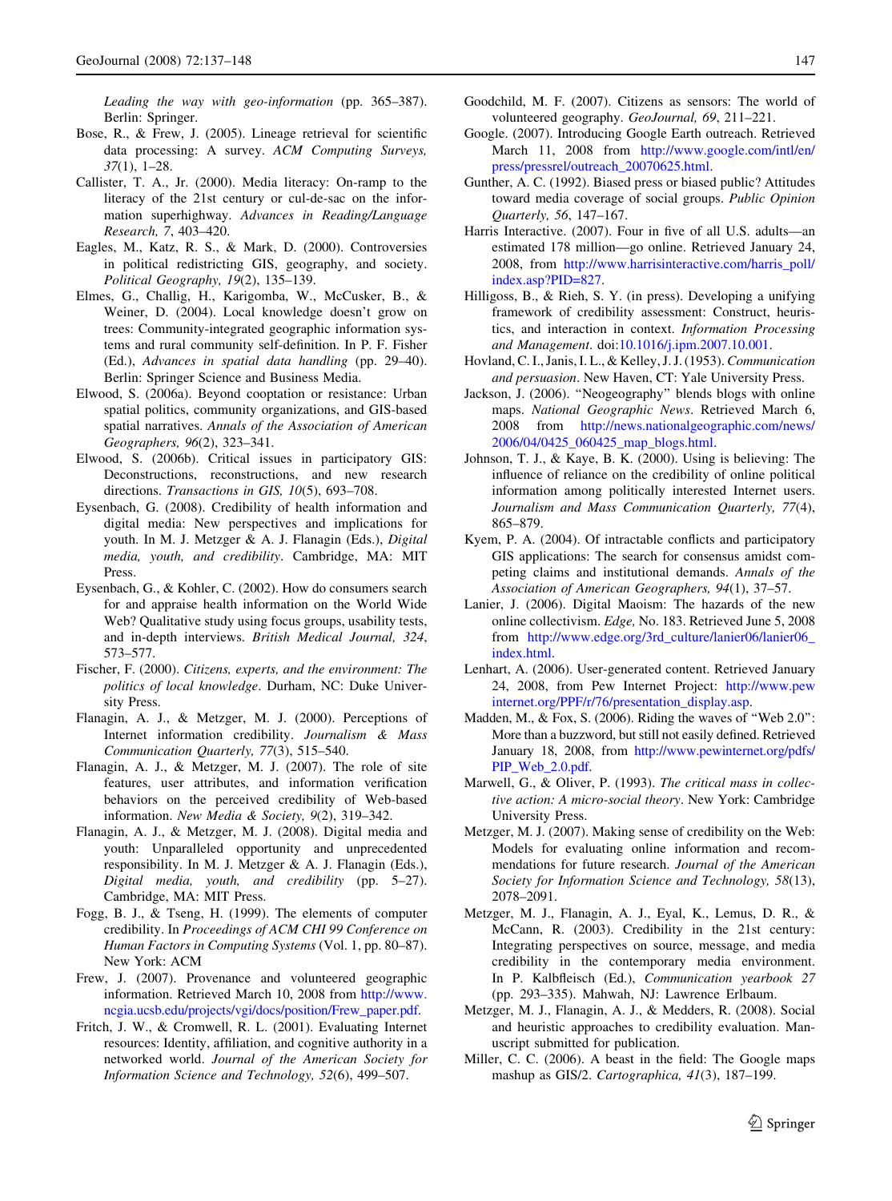*Leading the way with geo-information* (pp. 365–387). Berlin: Springer.

Bose, R., & Frew, J. (2005). Lineage retrieval for scientific data processing: A survey. *ACM Computing Surveys, 37*(1), 1–28.

Callister, T. A., Jr. (2000). Media literacy: On-ramp to the literacy of the 21st century or cul-de-sac on the information superhighway. *Advances in Reading/Language Research, 7*, 403–420.

Eagles, M., Katz, R. S., & Mark, D. (2000). Controversies in political redistricting GIS, geography, and society. *Political Geography, 19*(2), 135–139.

Elmes, G., Challig, H., Karigomba, W., McCusker, B., & Weiner, D. (2004). Local knowledge doesn't grow on trees: Community-integrated geographic information systems and rural community self-definition. In P. F. Fisher (Ed.), *Advances in spatial data handling* (pp. 29–40). Berlin: Springer Science and Business Media.

Elwood, S. (2006a). Beyond cooptation or resistance: Urban spatial politics, community organizations, and GIS-based spatial narratives. *Annals of the Association of American Geographers, 96*(2), 323–341.

Elwood, S. (2006b). Critical issues in participatory GIS: Deconstructions, reconstructions, and new research directions. *Transactions in GIS, 10*(5), 693–708.

Eysenbach, G. (2008). Credibility of health information and digital media: New perspectives and implications for youth. In M. J. Metzger & A. J. Flanagin (Eds.), *Digital media, youth, and credibility*. Cambridge, MA: MIT Press.

Eysenbach, G., & Kohler, C. (2002). How do consumers search for and appraise health information on the World Wide Web? Qualitative study using focus groups, usability tests, and in-depth interviews. *British Medical Journal, 324*, 573–577.

Fischer, F. (2000). *Citizens, experts, and the environment: The politics of local knowledge*. Durham, NC: Duke University Press.

Flanagin, A. J., & Metzger, M. J. (2000). Perceptions of Internet information credibility. *Journalism & Mass Communication Quarterly, 77*(3), 515–540.

Flanagin, A. J., & Metzger, M. J. (2007). The role of site features, user attributes, and information verification behaviors on the perceived credibility of Web-based information. *New Media & Society, 9*(2), 319–342.

Flanagin, A. J., & Metzger, M. J. (2008). Digital media and youth: Unparalleled opportunity and unprecedented responsibility. In M. J. Metzger & A. J. Flanagin (Eds.), *Digital media, youth, and credibility* (pp. 5–27). Cambridge, MA: MIT Press.

Fogg, B. J., & Tseng, H. (1999). The elements of computer credibility. In *Proceedings of ACM CHI 99 Conference on Human Factors in Computing Systems* (Vol. 1, pp. 80–87). New York: ACM

Frew, J. (2007). Provenance and volunteered geographic information. Retrieved March 10, 2008 from http://www.ncgia.ucsb.edu/projects/vgi/docs/position/Frew_paper.pdf.

Fritch, J. W., & Cromwell, R. L. (2001). Evaluating Internet resources: Identity, affiliation, and cognitive authority in a networked world. *Journal of the American Society for Information Science and Technology, 52*(6), 499–507.

Goodchild, M. F. (2007). Citizens as sensors: The world of volunteered geography. *GeoJournal, 69*, 211–221.

Google. (2007). Introducing Google Earth outreach. Retrieved March 11, 2008 from http://www.google.com/intl/en/press/pressrel/outreach_20070625.html.

Gunther, A. C. (1992). Biased press or biased public? Attitudes toward media coverage of social groups. *Public Opinion Quarterly, 56*, 147–167.

Harris Interactive. (2007). Four in five of all U.S. adults—an estimated 178 million—go online. Retrieved January 24, 2008, from http://www.harrisinteractive.com/harris_poll/index.asp?PID=827.

Hilligoss, B., & Rieh, S. Y. (in press). Developing a unifying framework of credibility assessment: Construct, heuristics, and interaction in context. *Information Processing and Management*. doi:10.1016/j.ipm.2007.10.001.

Hovland, C. I., Janis, I. L., & Kelley, J. J. (1953). *Communication and persuasion*. New Haven, CT: Yale University Press.

Jackson, J. (2006). "Neogeography" blends blogs with online maps. *National Geographic News*. Retrieved March 6, 2008 from http://news.nationalgeographic.com/news/2006/04/0425_060425_map_blogs.html.

Johnson, T. J., & Kaye, B. K. (2000). Using is believing: The influence of reliance on the credibility of online political information among politically interested Internet users. *Journalism and Mass Communication Quarterly, 77*(4), 865–879.

Kyem, P. A. (2004). Of intractable conflicts and participatory GIS applications: The search for consensus amidst competing claims and institutional demands. *Annals of the Association of American Geographers, 94*(1), 37–57.

Lanier, J. (2006). Digital Maoism: The hazards of the new online collectivism. *Edge,* No. 183. Retrieved June 5, 2008 from http://www.edge.org/3rd_culture/lanier06/lanier06_index.html.

Lenhart, A. (2006). User-generated content. Retrieved January 24, 2008, from Pew Internet Project: http://www.pewinternet.org/PPF/r/76/presentation_display.asp.

Madden, M., & Fox, S. (2006). Riding the waves of "Web 2.0": More than a buzzword, but still not easily defined. Retrieved January 18, 2008, from http://www.pewinternet.org/pdfs/PIP_Web_2.0.pdf.

Marwell, G., & Oliver, P. (1993). *The critical mass in collective action: A micro-social theory*. New York: Cambridge University Press.

Metzger, M. J. (2007). Making sense of credibility on the Web: Models for evaluating online information and recommendations for future research. *Journal of the American Society for Information Science and Technology, 58*(13), 2078–2091.

Metzger, M. J., Flanagin, A. J., Eyal, K., Lemus, D. R., & McCann, R. (2003). Credibility in the 21st century: Integrating perspectives on source, message, and media credibility in the contemporary media environment. In P. Kalbfleisch (Ed.), *Communication yearbook 27* (pp. 293–335). Mahwah, NJ: Lawrence Erlbaum.

Metzger, M. J., Flanagin, A. J., & Medders, R. (2008). Social and heuristic approaches to credibility evaluation. Manuscript submitted for publication.

Miller, C. C. (2006). A beast in the field: The Google maps mashup as GIS/2. *Cartographica, 41*(3), 187–199.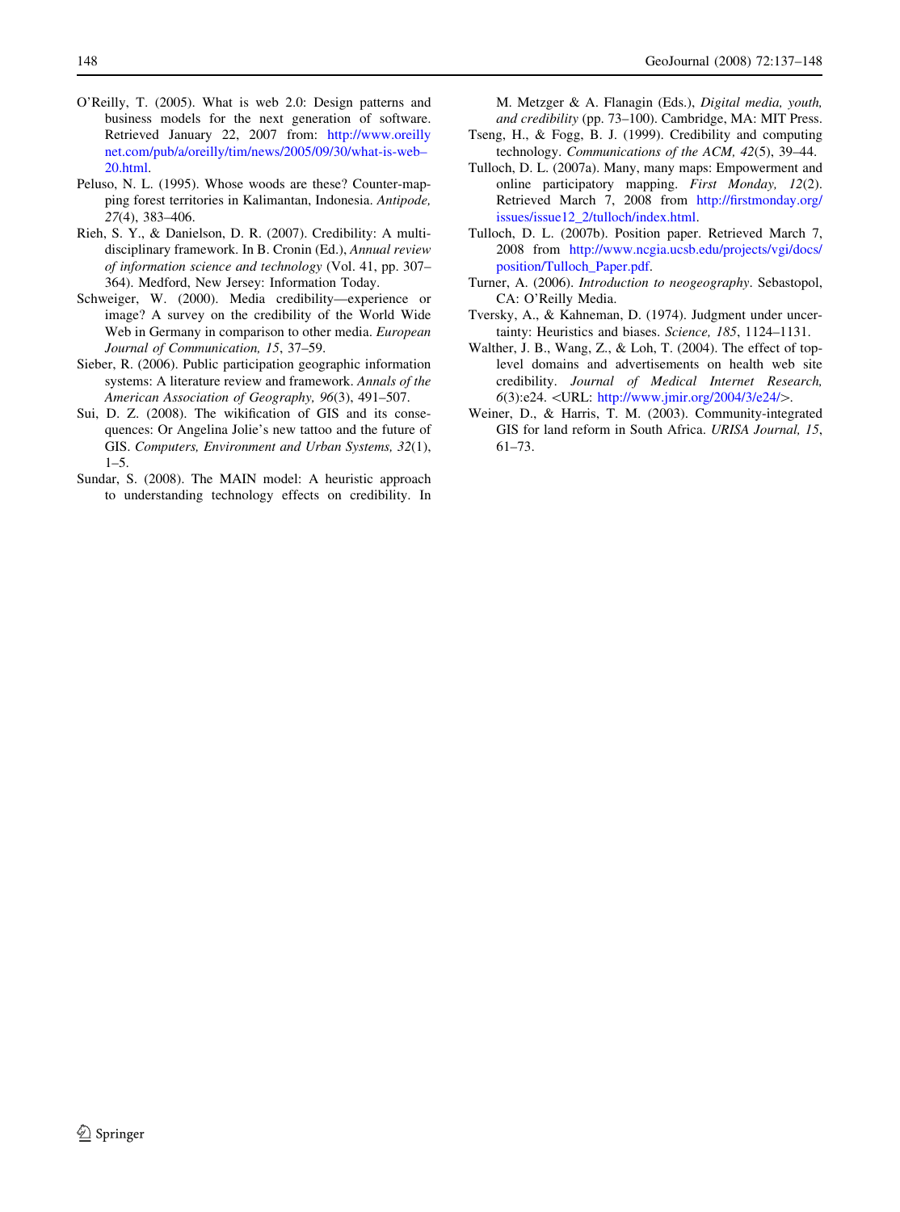O'Reilly, T. (2005). What is web 2.0: Design patterns and business models for the next generation of software. Retrieved January 22, 2007 from: http://www.oreillynet.com/pub/a/oreilly/tim/news/2005/09/30/what-is-web–20.html.

Peluso, N. L. (1995). Whose woods are these? Counter-mapping forest territories in Kalimantan, Indonesia. *Antipode, 27*(4), 383–406.

Rieh, S. Y., & Danielson, D. R. (2007). Credibility: A multidisciplinary framework. In B. Cronin (Ed.), *Annual review of information science and technology* (Vol. 41, pp. 307–364). Medford, New Jersey: Information Today.

Schweiger, W. (2000). Media credibility—experience or image? A survey on the credibility of the World Wide Web in Germany in comparison to other media. *European Journal of Communication, 15*, 37–59.

Sieber, R. (2006). Public participation geographic information systems: A literature review and framework. *Annals of the American Association of Geography, 96*(3), 491–507.

Sui, D. Z. (2008). The wikification of GIS and its consequences: Or Angelina Jolie's new tattoo and the future of GIS. *Computers, Environment and Urban Systems, 32*(1), 1–5.

Sundar, S. (2008). The MAIN model: A heuristic approach to understanding technology effects on credibility. In M. Metzger & A. Flanagin (Eds.), *Digital media, youth, and credibility* (pp. 73–100). Cambridge, MA: MIT Press.

Tseng, H., & Fogg, B. J. (1999). Credibility and computing technology. *Communications of the ACM, 42*(5), 39–44.

Tulloch, D. L. (2007a). Many, many maps: Empowerment and online participatory mapping. *First Monday, 12*(2). Retrieved March 7, 2008 from http://firstmonday.org/issues/issue12_2/tulloch/index.html.

Tulloch, D. L. (2007b). Position paper. Retrieved March 7, 2008 from http://www.ncgia.ucsb.edu/projects/vgi/docs/position/Tulloch_Paper.pdf.

Turner, A. (2006). *Introduction to neogeography*. Sebastopol, CA: O'Reilly Media.

Tversky, A., & Kahneman, D. (1974). Judgment under uncertainty: Heuristics and biases. *Science, 185*, 1124–1131.

Walther, J. B., Wang, Z., & Loh, T. (2004). The effect of top-level domains and advertisements on health web site credibility. *Journal of Medical Internet Research, 6*(3):e24. <URL: http://www.jmir.org/2004/3/e24/>.

Weiner, D., & Harris, T. M. (2003). Community-integrated GIS for land reform in South Africa. *URISA Journal, 15*, 61–73.